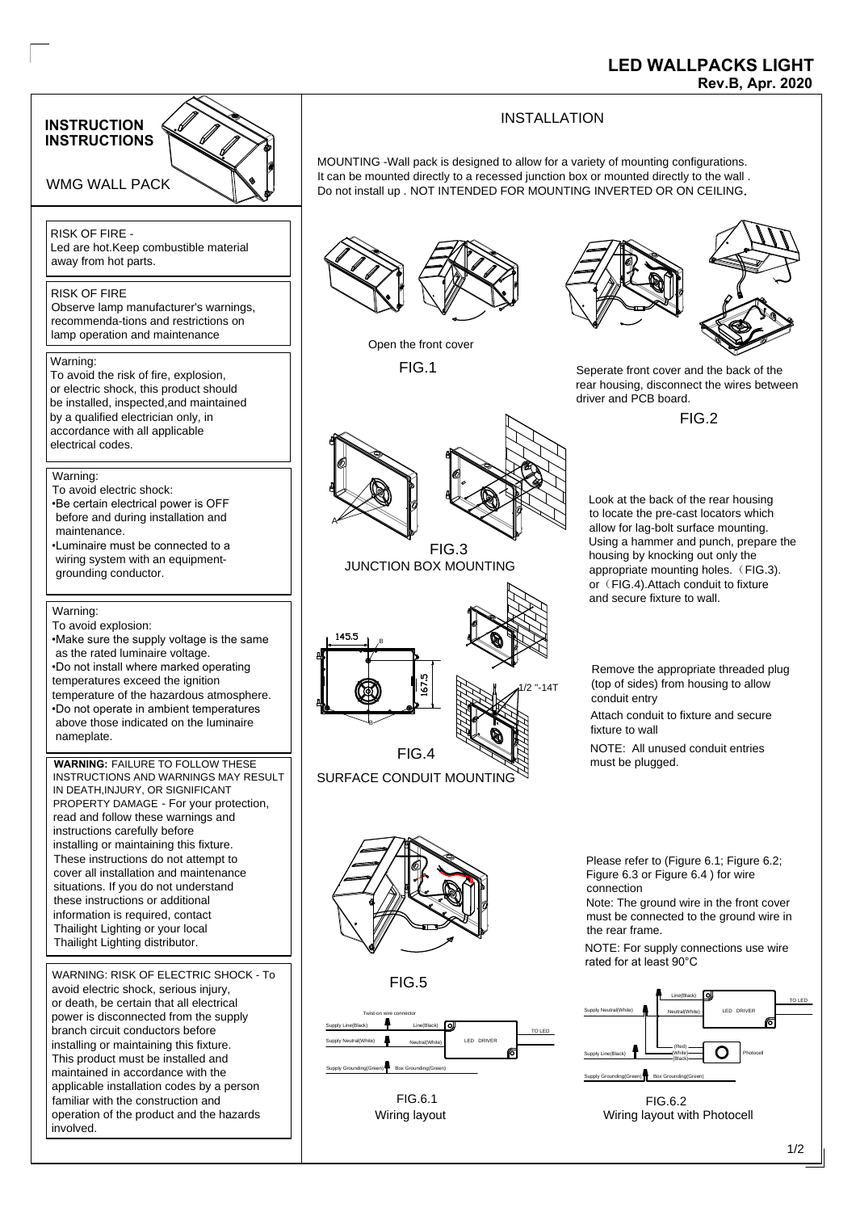# LED WALLPACKS LIGHT

**Rev.B, Apr. 2020**

## INSTRUCTION INSTRUCTIONS

WMG WALL PACK

RISK OF FIRE -
Led are hot.Keep combustible material away from hot parts.

RISK OF FIRE
Observe lamp manufacturer's warnings, recommenda-tions and restrictions on lamp operation and maintenance

Warning:
To avoid the risk of fire, explosion, or electric shock, this product should be installed, inspected,and maintained by a qualified electrician only, in accordance with all applicable electrical codes.

Warning:
To avoid electric shock:
- Be certain electrical power is OFF before and during installation and maintenance.
- Luminaire must be connected to a wiring system with an equipment-grounding conductor.

Warning:
To avoid explosion:
- Make sure the supply voltage is the same as the rated luminaire voltage.
- Do not install where marked operating temperatures exceed the ignition temperature of the hazardous atmosphere.
- Do not operate in ambient temperatures above those indicated on the luminaire nameplate.

**WARNING:** FAILURE TO FOLLOW THESE INSTRUCTIONS AND WARNINGS MAY RESULT IN DEATH,INJURY, OR SIGNIFICANT PROPERTY DAMAGE - For your protection, read and follow these warnings and instructions carefully before installing or maintaining this fixture. These instructions do not attempt to cover all installation and maintenance situations. If you do not understand these instructions or additional information is required, contact Thailight Lighting or your local Thailight Lighting distributor.

WARNING: RISK OF ELECTRIC SHOCK - To avoid electric shock, serious injury, or death, be certain that all electrical power is disconnected from the supply branch circuit conductors before installing or maintaining this fixture. This product must be installed and maintained in accordance with the applicable installation codes by a person familiar with the construction and operation of the product and the hazards involved.

## INSTALLATION

MOUNTING -Wall pack is designed to allow for a variety of mounting configurations. It can be mounted directly to a recessed junction box or mounted directly to the wall . Do not install up . NOT INTENDED FOR MOUNTING INVERTED OR ON CEILING.

Open the front cover

FIG.1

Seperate front cover and the back of the rear housing, disconnect the wires between driver and PCB board.

FIG.2

FIG.3
JUNCTION BOX MOUNTING

Look at the back of the rear housing to locate the pre-cast locators which allow for lag-bolt surface mounting. Using a hammer and punch, prepare the housing by knocking out only the appropriate mounting holes.（FIG.3). or（FIG.4).Attach conduit to fixture and secure fixture to wall.

145.5 B 167.5 1/2 "-14T

FIG.4
SURFACE CONDUIT MOUNTING

Remove the appropriate threaded plug (top of sides) from housing to allow conduit entry

Attach conduit to fixture and secure fixture to wall

NOTE: All unused conduit entries must be plugged.

FIG.5

Please refer to (Figure 6.1; Figure 6.2; Figure 6.3 or Figure 6.4 ) for wire connection
Note: The ground wire in the front cover must be connected to the ground wire in the rear frame.

NOTE: For supply connections use wire rated for at least 90°C

Twist-on wire connector; Supply Line(Black); Line(Black); Supply Neutral(White); Neutral(White); LED DRIVER; TO LED; Supply Grounding(Green); Box Grounding(Green)

FIG.6.1
Wiring layout

Supply Neutral(White); Line(Black); Neutral(White); LED DRIVER; TO LED; Supply Line(Black); (Red); (White); (Black); Photocell; Supply Grounding(Green); Box Grounding(Green)

FIG.6.2
Wiring layout with Photocell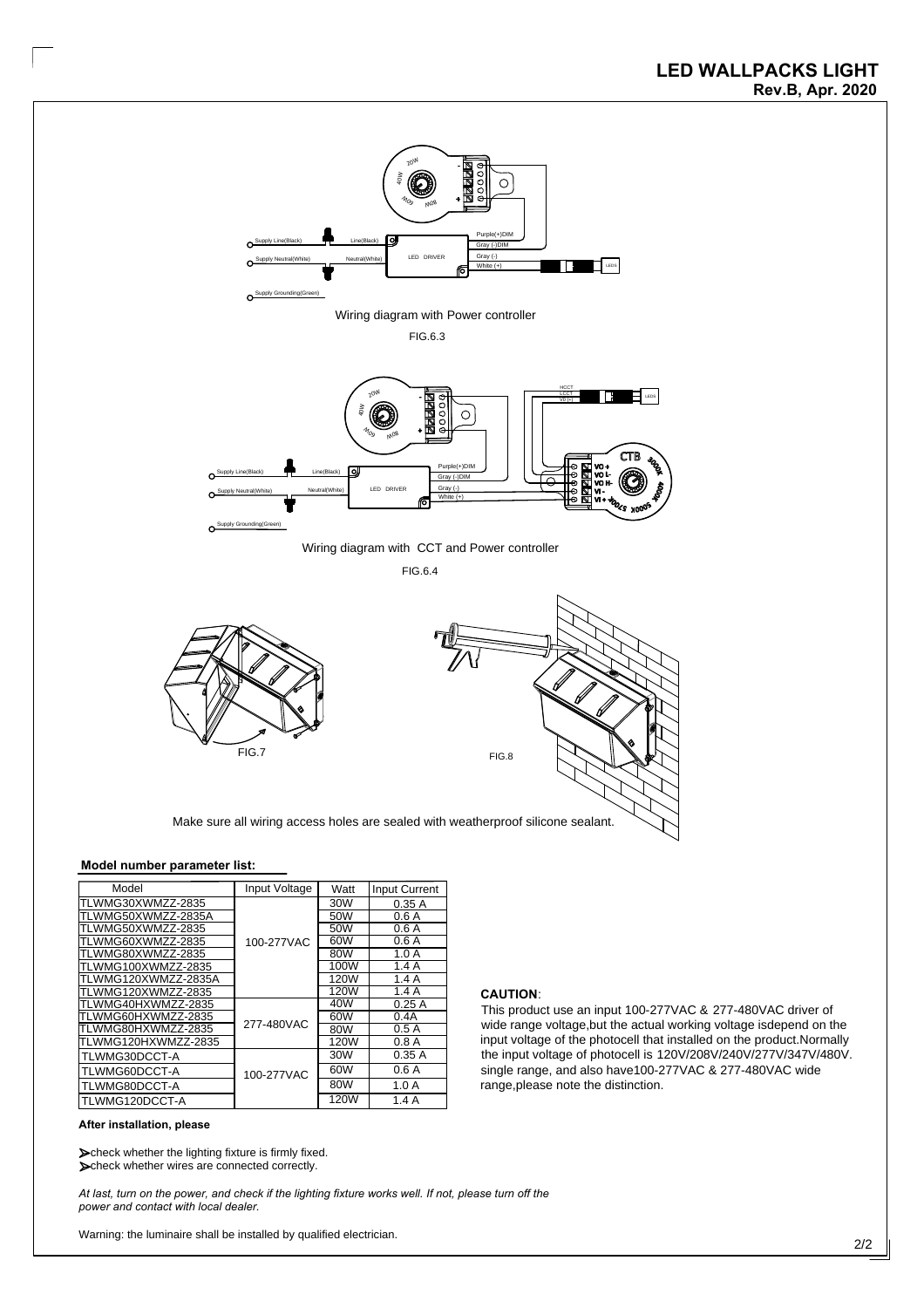# LED WALLPACKS LIGHT

**Rev.B, Apr. 2020**

Supply Line(Black)
Line(Black)
Supply Neutral(White)
Neutral(White)
Supply Grounding(Green)
LED DRIVER
Purple(+)DIM
Gray (-)DIM
Gray (-)
White (+)
LEDS
20W
40W
60W
80W

Wiring diagram with Power controller

FIG.6.3

Supply Line(Black)
Line(Black)
Supply Neutral(White)
Neutral(White)
Supply Grounding(Green)
LED DRIVER
Purple(+)DIM
Gray (-)DIM
Gray (-)
White (+)
HCCT
LCCT
VO (+)
LEDS
CTB
VO +
VO L-
VO H-
VI -
VI +
3000K
4000K
5000K
5700K
20W
40W
60W
80W

Wiring diagram with CCT and Power controller

FIG.6.4

FIG.7

FIG.8

Make sure all wiring access holes are sealed with weatherproof silicone sealant.

**Model number parameter list:**

| Model | Input Voltage | Watt | Input Current |
|---|---|---|---|
| TLWMG30XWMZZ-2835 | 100-277VAC | 30W | 0.35 A |
| TLWMG50XWMZZ-2835A | | 50W | 0.6 A |
| TLWMG50XWMZZ-2835 | | 50W | 0.6 A |
| TLWMG60XWMZZ-2835 | | 60W | 0.6 A |
| TLWMG80XWMZZ-2835 | | 80W | 1.0 A |
| TLWMG100XWMZZ-2835 | | 100W | 1.4 A |
| TLWMG120XWMZZ-2835A | | 120W | 1.4 A |
| TLWMG120XWMZZ-2835 | | 120W | 1.4 A |
| TLWMG40HXWMZZ-2835 | 277-480VAC | 40W | 0.25 A |
| TLWMG60HXWMZZ-2835 | | 60W | 0.4A |
| TLWMG80HXWMZZ-2835 | | 80W | 0.5 A |
| TLWMG120HXWMZZ-2835 | | 120W | 0.8 A |
| TLWMG30DCCT-A | 100-277VAC | 30W | 0.35 A |
| TLWMG60DCCT-A | | 60W | 0.6 A |
| TLWMG80DCCT-A | | 80W | 1.0 A |
| TLWMG120DCCT-A | | 120W | 1.4 A |

**CAUTION**:

This product use an input 100-277VAC & 277-480VAC driver of wide range voltage,but the actual working voltage isdepend on the input voltage of the photocell that installed on the product.Normally the input voltage of photocell is 120V/208V/240V/277V/347V/480V. single range, and also have100-277VAC & 277-480VAC wide range,please note the distinction.

**After installation, please**

- check whether the lighting fixture is firmly fixed.
- check whether wires are connected correctly.

*At last, turn on the power, and check if the lighting fixture works well. If not, please turn off the power and contact with local dealer.*

Warning: the luminaire shall be installed by qualified electrician.